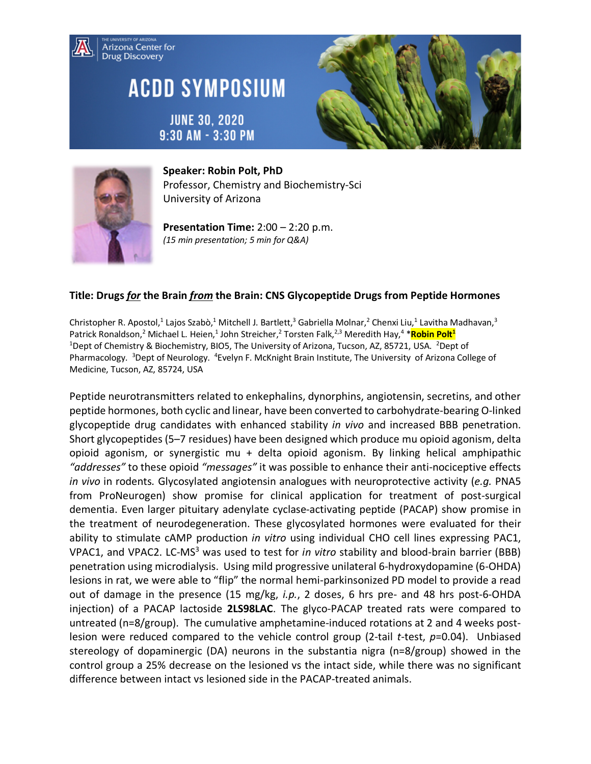THE UNIVERSITY OF ARIZONA
Arizona Center for Drug Discovery

# ACDD SYMPOSIUM

JUNE 30, 2020
9:30 AM - 3:30 PM

**Speaker: Robin Polt, PhD**
Professor, Chemistry and Biochemistry-Sci
University of Arizona

**Presentation Time:** 2:00 – 2:20 p.m.
*(15 min presentation; 5 min for Q&A)*

## Title: Drugs *for* the Brain *from* the Brain: CNS Glycopeptide Drugs from Peptide Hormones

Christopher R. Apostol,[1] Lajos Szabò,[1] Mitchell J. Bartlett,[3] Gabriella Molnar,[2] Chenxi Liu,[1] Lavitha Madhavan,[3] Patrick Ronaldson,[2] Michael L. Heien,[1] John Streicher,[2] Torsten Falk,[2,3] Meredith Hay,[4] ***Robin Polt**[1]
[1]Dept of Chemistry & Biochemistry, BIO5, The University of Arizona, Tucson, AZ, 85721, USA. [2]Dept of Pharmacology. [3]Dept of Neurology. [4]Evelyn F. McKnight Brain Institute, The University of Arizona College of Medicine, Tucson, AZ, 85724, USA

Peptide neurotransmitters related to enkephalins, dynorphins, angiotensin, secretins, and other peptide hormones, both cyclic and linear, have been converted to carbohydrate-bearing O-linked glycopeptide drug candidates with enhanced stability *in vivo* and increased BBB penetration. Short glycopeptides (5–7 residues) have been designed which produce mu opioid agonism, delta opioid agonism, or synergistic mu + delta opioid agonism. By linking helical amphipathic *"addresses"* to these opioid *"messages"* it was possible to enhance their anti-nociceptive effects *in vivo* in rodents. Glycosylated angiotensin analogues with neuroprotective activity (*e.g.* PNA5 from ProNeurogen) show promise for clinical application for treatment of post-surgical dementia. Even larger pituitary adenylate cyclase-activating peptide (PACAP) show promise in the treatment of neurodegeneration. These glycosylated hormones were evaluated for their ability to stimulate cAMP production *in vitro* using individual CHO cell lines expressing PAC1, VPAC1, and VPAC2. LC-MS$^3$ was used to test for *in vitro* stability and blood-brain barrier (BBB) penetration using microdialysis. Using mild progressive unilateral 6-hydroxydopamine (6-OHDA) lesions in rat, we were able to "flip" the normal hemi-parkinsonized PD model to provide a read out of damage in the presence (15 mg/kg, *i.p.*, 2 doses, 6 hrs pre- and 48 hrs post-6-OHDA injection) of a PACAP lactoside **2LS98LAC**. The glyco-PACAP treated rats were compared to untreated (n=8/group). The cumulative amphetamine-induced rotations at 2 and 4 weeks post-lesion were reduced compared to the vehicle control group (2-tail *t*-test, $p$=0.04). Unbiased stereology of dopaminergic (DA) neurons in the substantia nigra (n=8/group) showed in the control group a 25% decrease on the lesioned vs the intact side, while there was no significant difference between intact vs lesioned side in the PACAP-treated animals.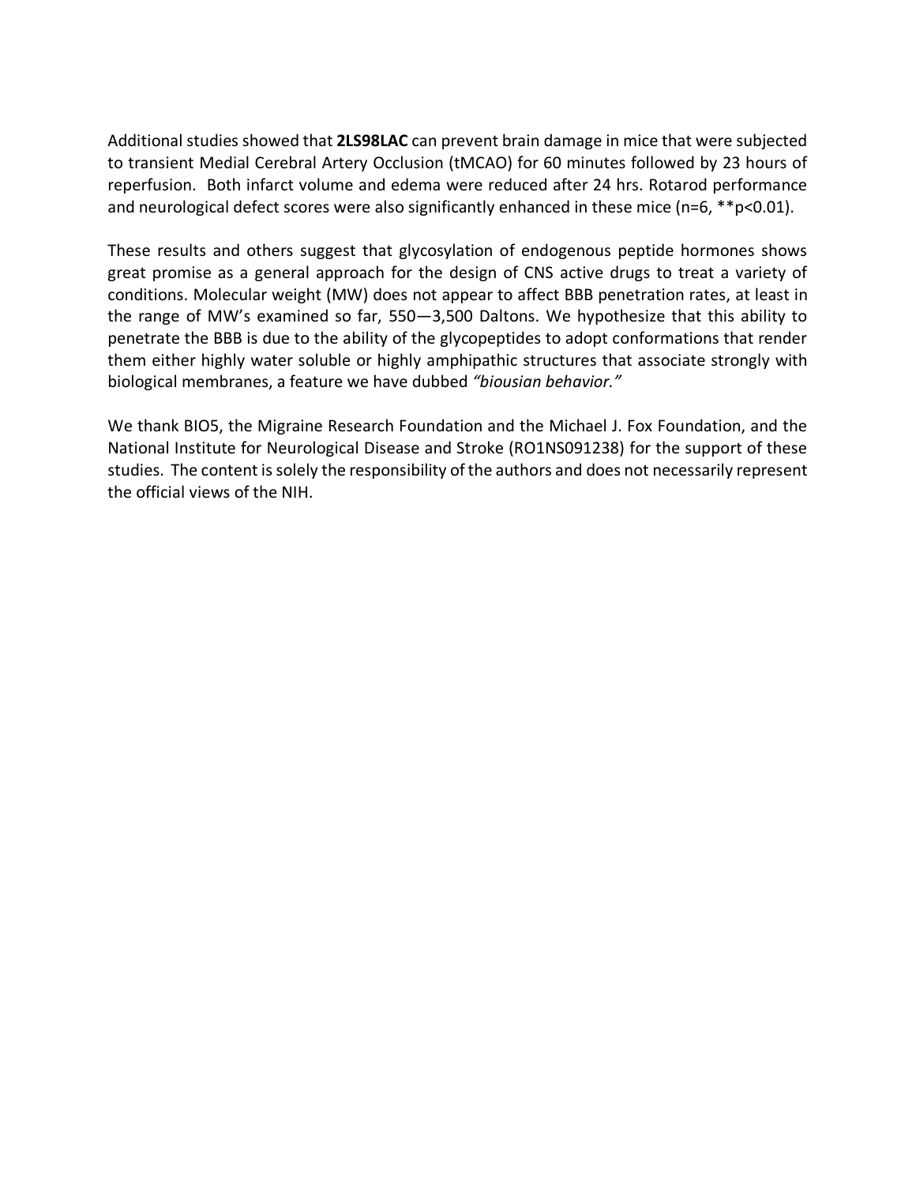Additional studies showed that **2LS98LAC** can prevent brain damage in mice that were subjected to transient Medial Cerebral Artery Occlusion (tMCAO) for 60 minutes followed by 23 hours of reperfusion. Both infarct volume and edema were reduced after 24 hrs. Rotarod performance and neurological defect scores were also significantly enhanced in these mice (n=6, **$p<0.01$).

These results and others suggest that glycosylation of endogenous peptide hormones shows great promise as a general approach for the design of CNS active drugs to treat a variety of conditions. Molecular weight (MW) does not appear to affect BBB penetration rates, at least in the range of MW's examined so far, 550—3,500 Daltons. We hypothesize that this ability to penetrate the BBB is due to the ability of the glycopeptides to adopt conformations that render them either highly water soluble or highly amphipathic structures that associate strongly with biological membranes, a feature we have dubbed *"biousian behavior."*

We thank BIO5, the Migraine Research Foundation and the Michael J. Fox Foundation, and the National Institute for Neurological Disease and Stroke (RO1NS091238) for the support of these studies. The content is solely the responsibility of the authors and does not necessarily represent the official views of the NIH.